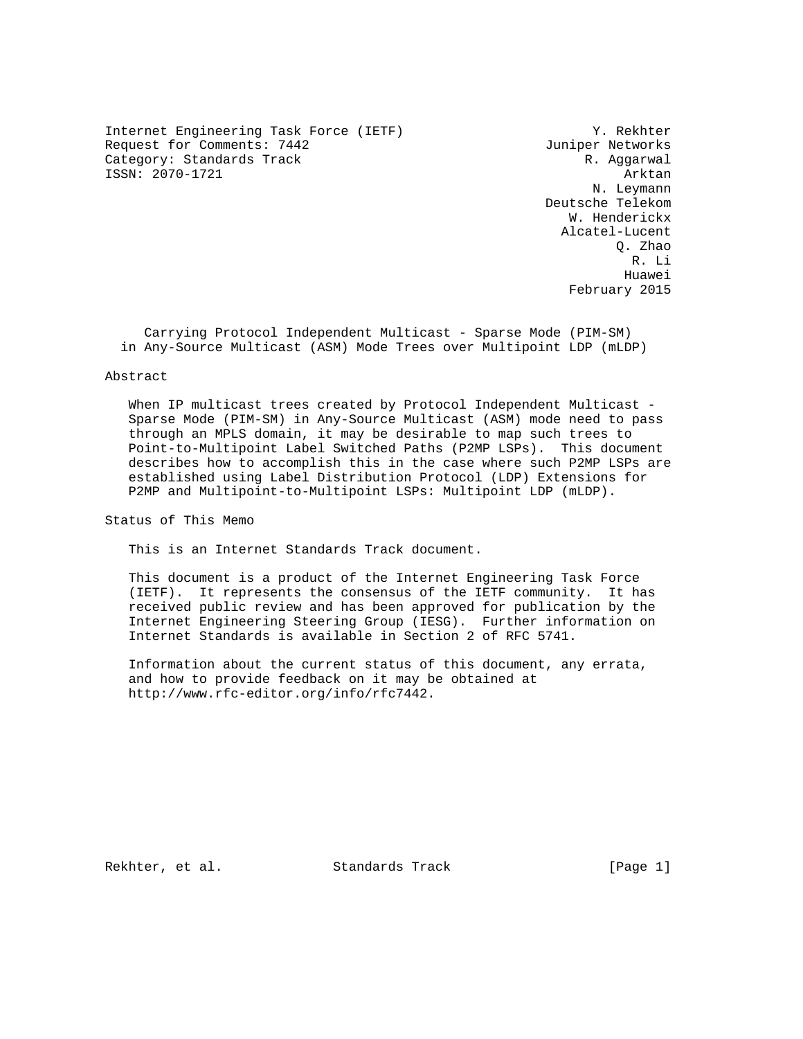Internet Engineering Task Force (IETF)
Request for Comments: 7442
Category: Standards Track
ISSN: 2070-1721

Y. Rekhter, Juniper Networks
R. Aggarwal, Arktan
N. Leymann, Deutsche Telekom
W. Henderickx, Alcatel-Lucent
Q. Zhao, R. Li, Huawei

February 2015

# Carrying Protocol Independent Multicast - Sparse Mode (PIM-SM) in Any-Source Multicast (ASM) Mode Trees over Multipoint LDP (mLDP)

## Abstract

When IP multicast trees created by Protocol Independent Multicast - Sparse Mode (PIM-SM) in Any-Source Multicast (ASM) mode need to pass through an MPLS domain, it may be desirable to map such trees to Point-to-Multipoint Label Switched Paths (P2MP LSPs). This document describes how to accomplish this in the case where such P2MP LSPs are established using Label Distribution Protocol (LDP) Extensions for P2MP and Multipoint-to-Multipoint LSPs: Multipoint LDP (mLDP).

## Status of This Memo

This is an Internet Standards Track document.

This document is a product of the Internet Engineering Task Force (IETF). It represents the consensus of the IETF community. It has received public review and has been approved for publication by the Internet Engineering Steering Group (IESG). Further information on Internet Standards is available in Section 2 of RFC 5741.

Information about the current status of this document, any errata, and how to provide feedback on it may be obtained at http://www.rfc-editor.org/info/rfc7442.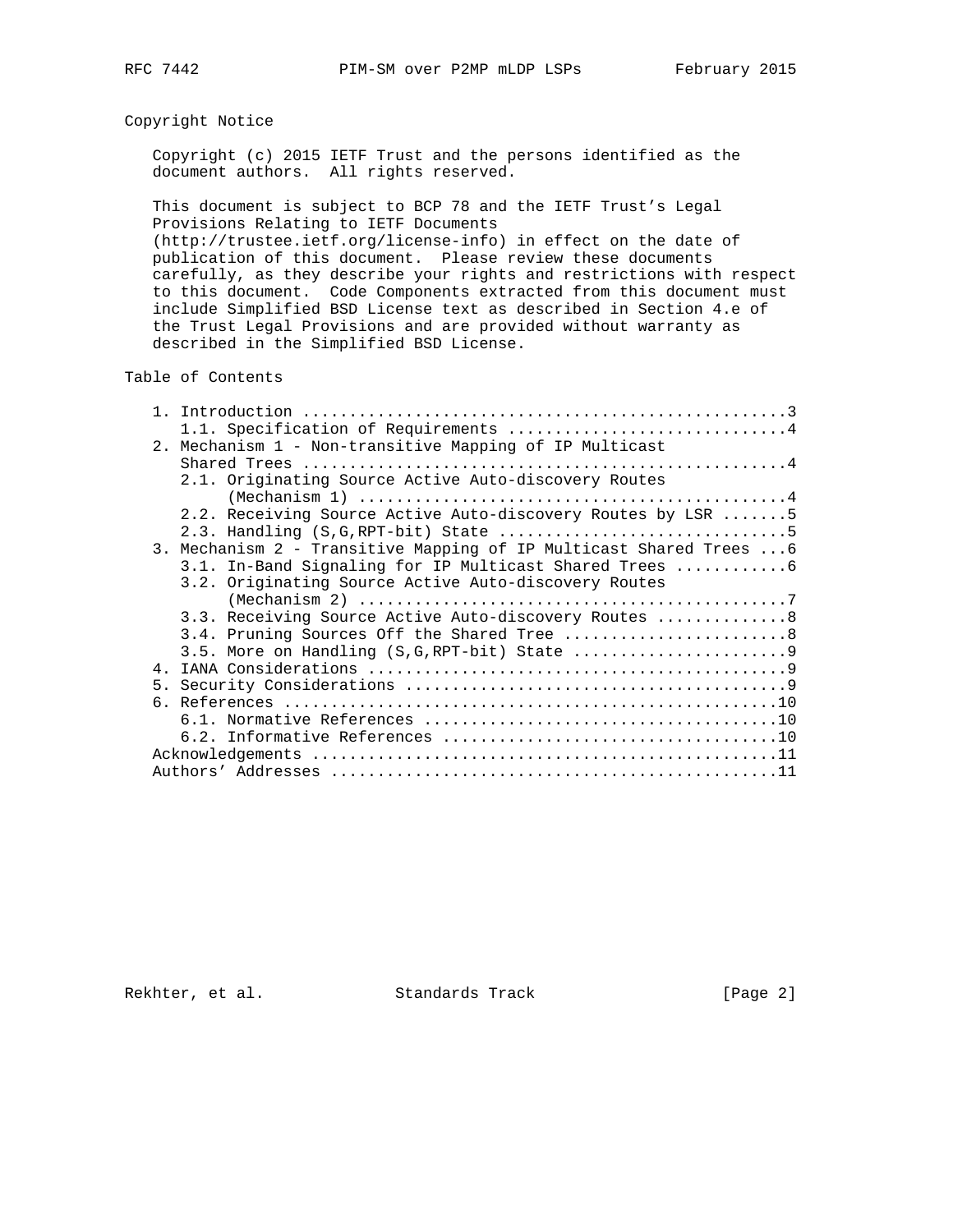## Copyright Notice

Copyright (c) 2015 IETF Trust and the persons identified as the document authors. All rights reserved.

This document is subject to BCP 78 and the IETF Trust's Legal Provisions Relating to IETF Documents (http://trustee.ietf.org/license-info) in effect on the date of publication of this document. Please review these documents carefully, as they describe your rights and restrictions with respect to this document. Code Components extracted from this document must include Simplified BSD License text as described in Section 4.e of the Trust Legal Provisions and are provided without warranty as described in the Simplified BSD License.

## Table of Contents

```
   1. Introduction ....................................................3
      1.1. Specification of Requirements ..............................4
   2. Mechanism 1 - Non-transitive Mapping of IP Multicast
      Shared Trees ....................................................4
      2.1. Originating Source Active Auto-discovery Routes
           (Mechanism 1) ..............................................4
      2.2. Receiving Source Active Auto-discovery Routes by LSR .......5
      2.3. Handling (S,G,RPT-bit) State ...............................5
   3. Mechanism 2 - Transitive Mapping of IP Multicast Shared Trees ...6
      3.1. In-Band Signaling for IP Multicast Shared Trees ............6
      3.2. Originating Source Active Auto-discovery Routes
           (Mechanism 2) ..............................................7
      3.3. Receiving Source Active Auto-discovery Routes ..............8
      3.4. Pruning Sources Off the Shared Tree ........................8
      3.5. More on Handling (S,G,RPT-bit) State .......................9
   4. IANA Considerations .............................................9
   5. Security Considerations .........................................9
   6. References .....................................................10
      6.1. Normative References ......................................10
      6.2. Informative References ....................................10
   Acknowledgements ..................................................11
   Authors' Addresses ................................................11
```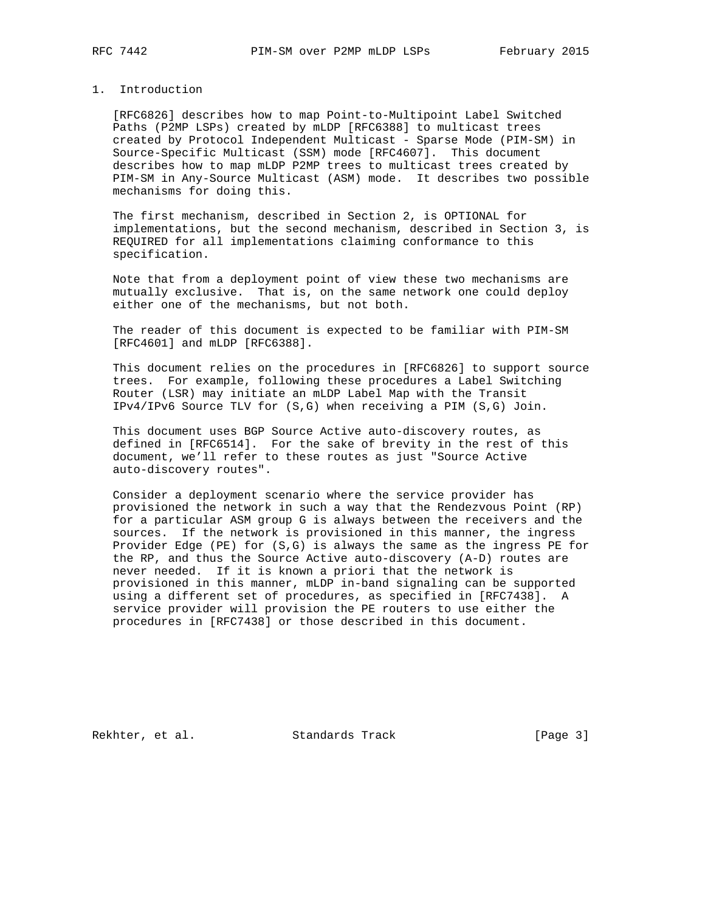## 1. Introduction

[RFC6826] describes how to map Point-to-Multipoint Label Switched Paths (P2MP LSPs) created by mLDP [RFC6388] to multicast trees created by Protocol Independent Multicast - Sparse Mode (PIM-SM) in Source-Specific Multicast (SSM) mode [RFC4607]. This document describes how to map mLDP P2MP trees to multicast trees created by PIM-SM in Any-Source Multicast (ASM) mode. It describes two possible mechanisms for doing this.

The first mechanism, described in Section 2, is OPTIONAL for implementations, but the second mechanism, described in Section 3, is REQUIRED for all implementations claiming conformance to this specification.

Note that from a deployment point of view these two mechanisms are mutually exclusive. That is, on the same network one could deploy either one of the mechanisms, but not both.

The reader of this document is expected to be familiar with PIM-SM [RFC4601] and mLDP [RFC6388].

This document relies on the procedures in [RFC6826] to support source trees. For example, following these procedures a Label Switching Router (LSR) may initiate an mLDP Label Map with the Transit IPv4/IPv6 Source TLV for (S,G) when receiving a PIM (S,G) Join.

This document uses BGP Source Active auto-discovery routes, as defined in [RFC6514]. For the sake of brevity in the rest of this document, we’ll refer to these routes as just "Source Active auto-discovery routes".

Consider a deployment scenario where the service provider has provisioned the network in such a way that the Rendezvous Point (RP) for a particular ASM group G is always between the receivers and the sources. If the network is provisioned in this manner, the ingress Provider Edge (PE) for (S,G) is always the same as the ingress PE for the RP, and thus the Source Active auto-discovery (A-D) routes are never needed. If it is known a priori that the network is provisioned in this manner, mLDP in-band signaling can be supported using a different set of procedures, as specified in [RFC7438]. A service provider will provision the PE routers to use either the procedures in [RFC7438] or those described in this document.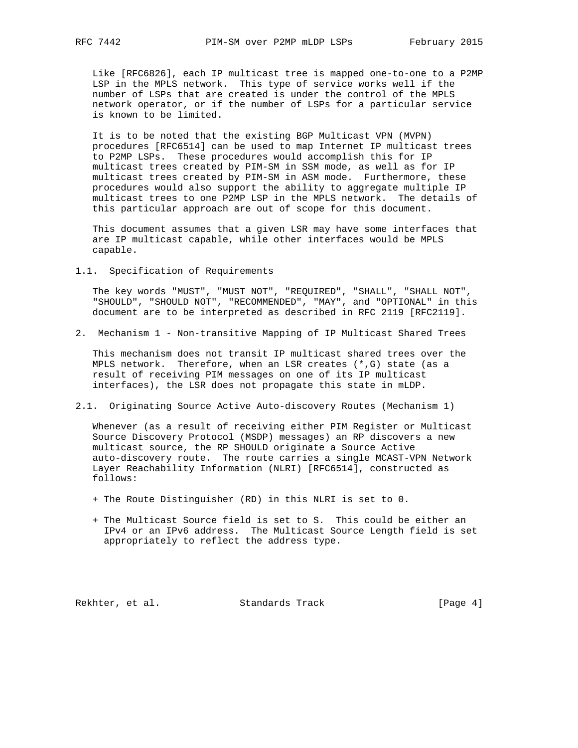Like [RFC6826], each IP multicast tree is mapped one-to-one to a P2MP LSP in the MPLS network. This type of service works well if the number of LSPs that are created is under the control of the MPLS network operator, or if the number of LSPs for a particular service is known to be limited.

It is to be noted that the existing BGP Multicast VPN (MVPN) procedures [RFC6514] can be used to map Internet IP multicast trees to P2MP LSPs. These procedures would accomplish this for IP multicast trees created by PIM-SM in SSM mode, as well as for IP multicast trees created by PIM-SM in ASM mode. Furthermore, these procedures would also support the ability to aggregate multiple IP multicast trees to one P2MP LSP in the MPLS network. The details of this particular approach are out of scope for this document.

This document assumes that a given LSR may have some interfaces that are IP multicast capable, while other interfaces would be MPLS capable.

### 1.1. Specification of Requirements

The key words "MUST", "MUST NOT", "REQUIRED", "SHALL", "SHALL NOT", "SHOULD", "SHOULD NOT", "RECOMMENDED", "MAY", and "OPTIONAL" in this document are to be interpreted as described in RFC 2119 [RFC2119].

## 2. Mechanism 1 - Non-transitive Mapping of IP Multicast Shared Trees

This mechanism does not transit IP multicast shared trees over the MPLS network. Therefore, when an LSR creates (*,G) state (as a result of receiving PIM messages on one of its IP multicast interfaces), the LSR does not propagate this state in mLDP.

### 2.1. Originating Source Active Auto-discovery Routes (Mechanism 1)

Whenever (as a result of receiving either PIM Register or Multicast Source Discovery Protocol (MSDP) messages) an RP discovers a new multicast source, the RP SHOULD originate a Source Active auto-discovery route. The route carries a single MCAST-VPN Network Layer Reachability Information (NLRI) [RFC6514], constructed as follows:

+ The Route Distinguisher (RD) in this NLRI is set to 0.

+ The Multicast Source field is set to S. This could be either an IPv4 or an IPv6 address. The Multicast Source Length field is set appropriately to reflect the address type.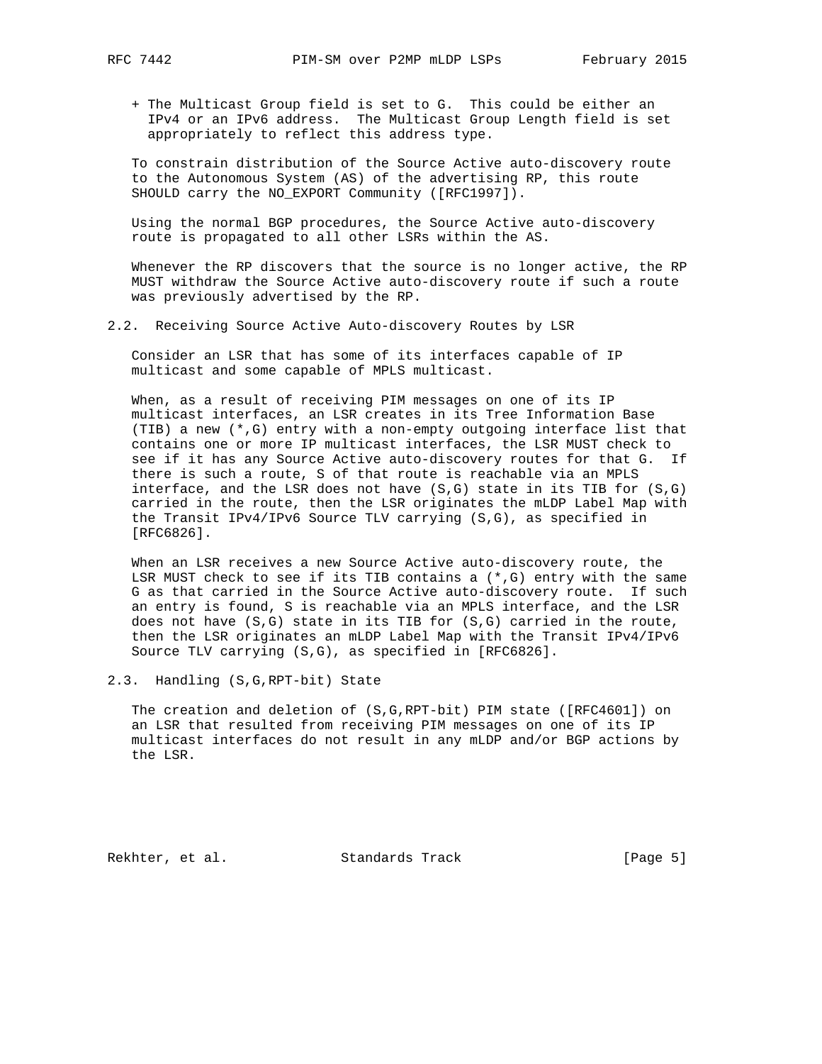+ The Multicast Group field is set to G. This could be either an IPv4 or an IPv6 address. The Multicast Group Length field is set appropriately to reflect this address type.

To constrain distribution of the Source Active auto-discovery route to the Autonomous System (AS) of the advertising RP, this route SHOULD carry the NO_EXPORT Community ([RFC1997]).

Using the normal BGP procedures, the Source Active auto-discovery route is propagated to all other LSRs within the AS.

Whenever the RP discovers that the source is no longer active, the RP MUST withdraw the Source Active auto-discovery route if such a route was previously advertised by the RP.

## 2.2. Receiving Source Active Auto-discovery Routes by LSR

Consider an LSR that has some of its interfaces capable of IP multicast and some capable of MPLS multicast.

When, as a result of receiving PIM messages on one of its IP multicast interfaces, an LSR creates in its Tree Information Base (TIB) a new (*,G) entry with a non-empty outgoing interface list that contains one or more IP multicast interfaces, the LSR MUST check to see if it has any Source Active auto-discovery routes for that G. If there is such a route, S of that route is reachable via an MPLS interface, and the LSR does not have (S,G) state in its TIB for (S,G) carried in the route, then the LSR originates the mLDP Label Map with the Transit IPv4/IPv6 Source TLV carrying (S,G), as specified in [RFC6826].

When an LSR receives a new Source Active auto-discovery route, the LSR MUST check to see if its TIB contains a (*,G) entry with the same G as that carried in the Source Active auto-discovery route. If such an entry is found, S is reachable via an MPLS interface, and the LSR does not have (S,G) state in its TIB for (S,G) carried in the route, then the LSR originates an mLDP Label Map with the Transit IPv4/IPv6 Source TLV carrying (S,G), as specified in [RFC6826].

## 2.3. Handling (S,G,RPT-bit) State

The creation and deletion of (S,G,RPT-bit) PIM state ([RFC4601]) on an LSR that resulted from receiving PIM messages on one of its IP multicast interfaces do not result in any mLDP and/or BGP actions by the LSR.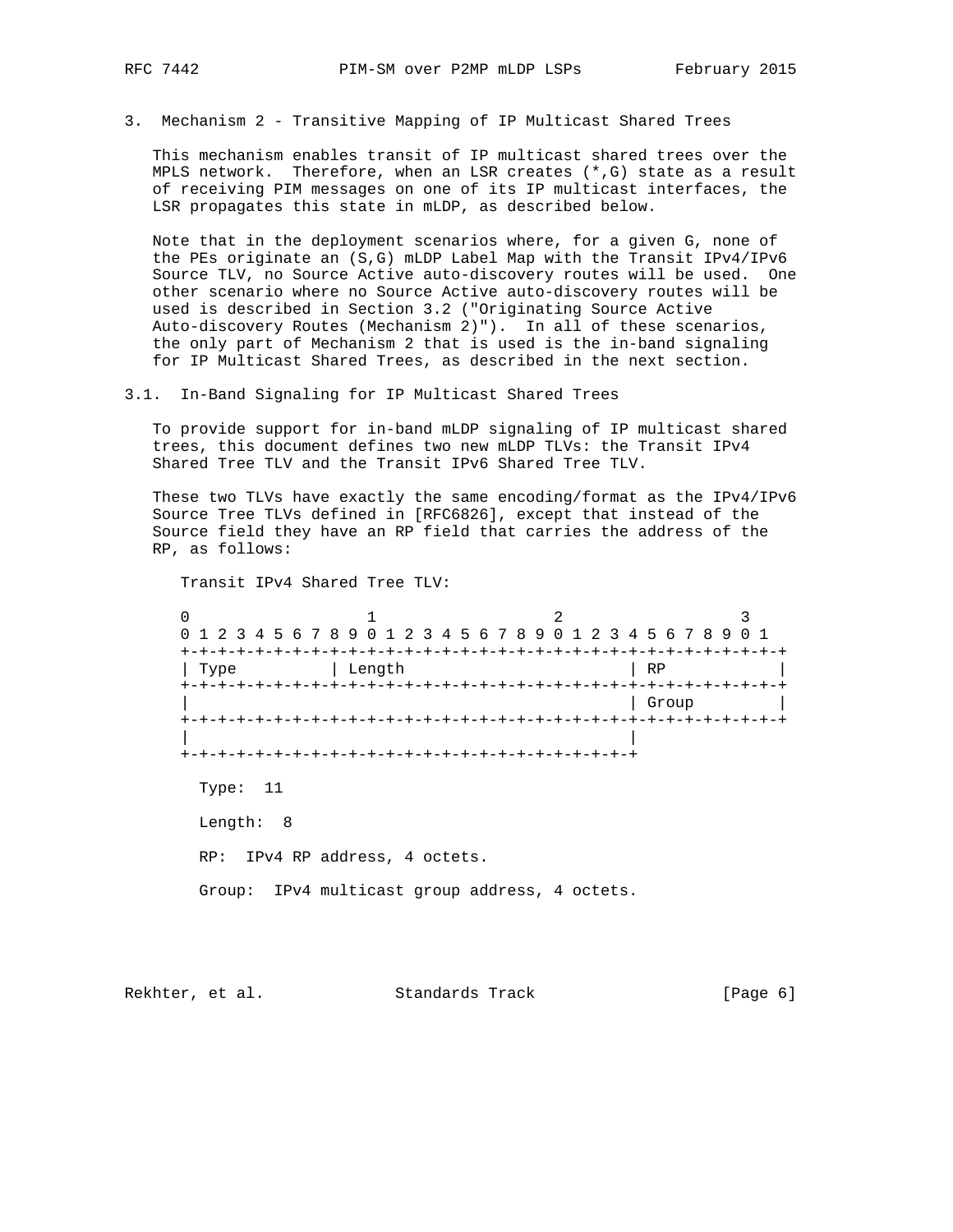## 3. Mechanism 2 - Transitive Mapping of IP Multicast Shared Trees

This mechanism enables transit of IP multicast shared trees over the MPLS network. Therefore, when an LSR creates (*,G) state as a result of receiving PIM messages on one of its IP multicast interfaces, the LSR propagates this state in mLDP, as described below.

Note that in the deployment scenarios where, for a given G, none of the PEs originate an (S,G) mLDP Label Map with the Transit IPv4/IPv6 Source TLV, no Source Active auto-discovery routes will be used. One other scenario where no Source Active auto-discovery routes will be used is described in Section 3.2 ("Originating Source Active Auto-discovery Routes (Mechanism 2)"). In all of these scenarios, the only part of Mechanism 2 that is used is the in-band signaling for IP Multicast Shared Trees, as described in the next section.

### 3.1. In-Band Signaling for IP Multicast Shared Trees

To provide support for in-band mLDP signaling of IP multicast shared trees, this document defines two new mLDP TLVs: the Transit IPv4 Shared Tree TLV and the Transit IPv6 Shared Tree TLV.

These two TLVs have exactly the same encoding/format as the IPv4/IPv6 Source Tree TLVs defined in [RFC6826], except that instead of the Source field they have an RP field that carries the address of the RP, as follows:

Transit IPv4 Shared Tree TLV:

```
 0                   1                   2                   3
 0 1 2 3 4 5 6 7 8 9 0 1 2 3 4 5 6 7 8 9 0 1 2 3 4 5 6 7 8 9 0 1
+-+-+-+-+-+-+-+-+-+-+-+-+-+-+-+-+-+-+-+-+-+-+-+-+-+-+-+-+-+-+-+-+
| Type          | Length                        | RP            |
+-+-+-+-+-+-+-+-+-+-+-+-+-+-+-+-+-+-+-+-+-+-+-+-+-+-+-+-+-+-+-+-+
|                                               | Group         |
+-+-+-+-+-+-+-+-+-+-+-+-+-+-+-+-+-+-+-+-+-+-+-+-+-+-+-+-+-+-+-+-+
|                                               |
+-+-+-+-+-+-+-+-+-+-+-+-+-+-+-+-+-+-+-+-+-+-+-+-+
```

Type: 11

Length: 8

RP: IPv4 RP address, 4 octets.

Group: IPv4 multicast group address, 4 octets.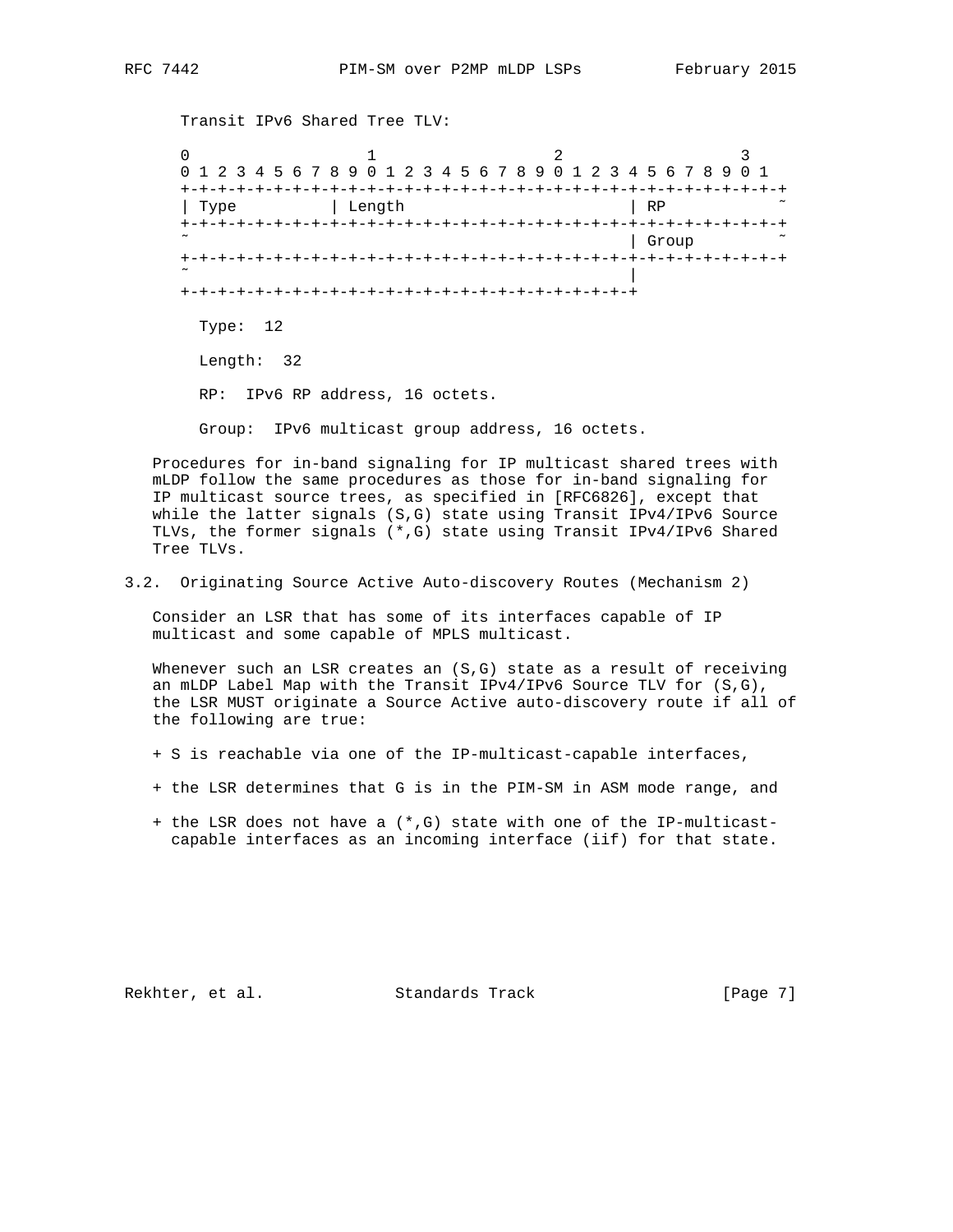Transit IPv6 Shared Tree TLV:

```
 0                   1                   2                   3
 0 1 2 3 4 5 6 7 8 9 0 1 2 3 4 5 6 7 8 9 0 1 2 3 4 5 6 7 8 9 0 1
+-+-+-+-+-+-+-+-+-+-+-+-+-+-+-+-+-+-+-+-+-+-+-+-+-+-+-+-+-+-+-+-+
| Type          | Length                        | RP            ~
+-+-+-+-+-+-+-+-+-+-+-+-+-+-+-+-+-+-+-+-+-+-+-+-+-+-+-+-+-+-+-+-+
~                                               | Group         ~
+-+-+-+-+-+-+-+-+-+-+-+-+-+-+-+-+-+-+-+-+-+-+-+-+-+-+-+-+-+-+-+-+
~                                               |
+-+-+-+-+-+-+-+-+-+-+-+-+-+-+-+-+-+-+-+-+-+-+-+-+
```

Type: 12

Length: 32

RP: IPv6 RP address, 16 octets.

Group: IPv6 multicast group address, 16 octets.

Procedures for in-band signaling for IP multicast shared trees with mLDP follow the same procedures as those for in-band signaling for IP multicast source trees, as specified in [RFC6826], except that while the latter signals (S,G) state using Transit IPv4/IPv6 Source TLVs, the former signals (*,G) state using Transit IPv4/IPv6 Shared Tree TLVs.

## 3.2. Originating Source Active Auto-discovery Routes (Mechanism 2)

Consider an LSR that has some of its interfaces capable of IP multicast and some capable of MPLS multicast.

Whenever such an LSR creates an (S,G) state as a result of receiving an mLDP Label Map with the Transit IPv4/IPv6 Source TLV for (S,G), the LSR MUST originate a Source Active auto-discovery route if all of the following are true:

+ S is reachable via one of the IP-multicast-capable interfaces,

+ the LSR determines that G is in the PIM-SM in ASM mode range, and

+ the LSR does not have a (*,G) state with one of the IP-multicast-capable interfaces as an incoming interface (iif) for that state.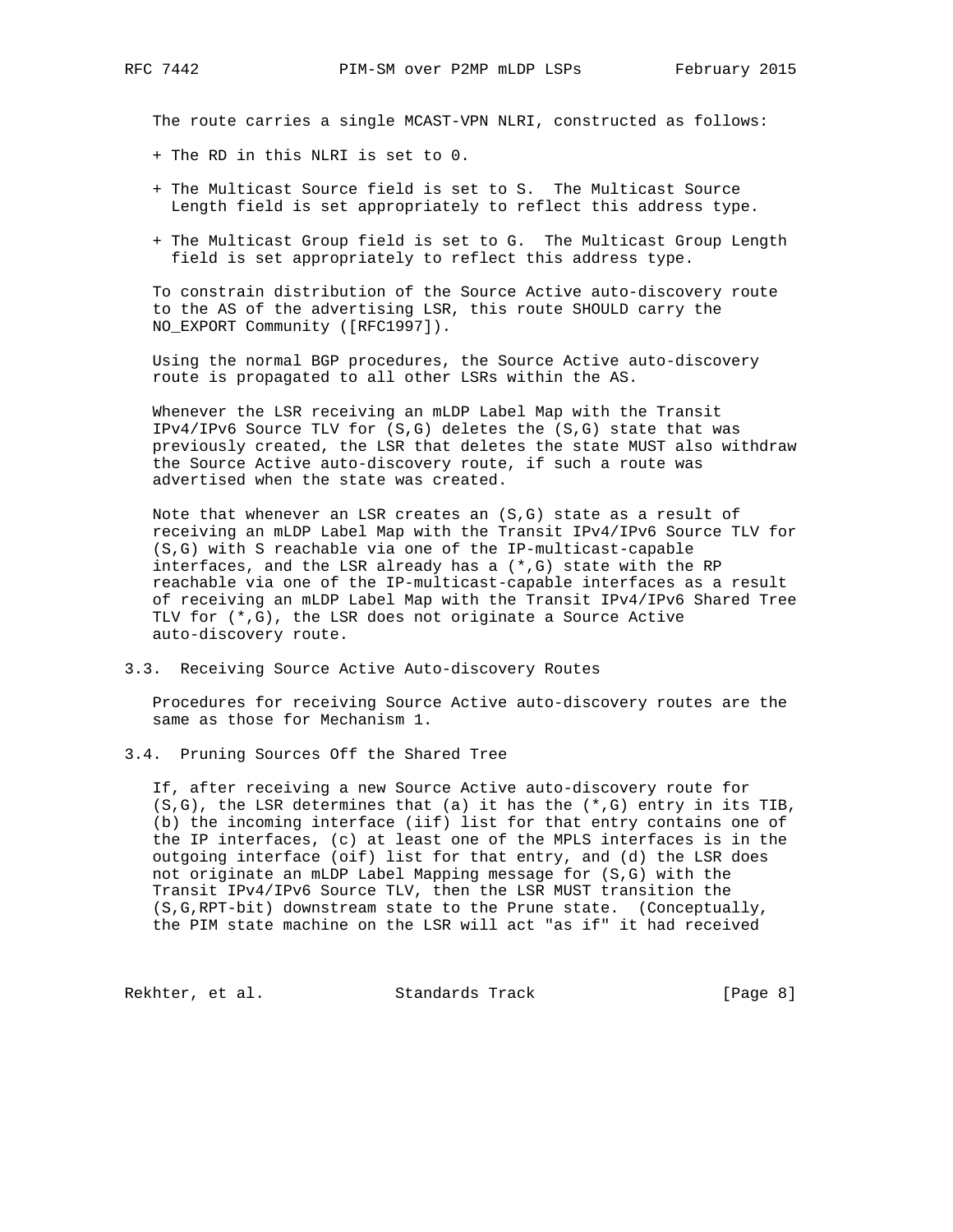The route carries a single MCAST-VPN NLRI, constructed as follows:

+ The RD in this NLRI is set to 0.

+ The Multicast Source field is set to S. The Multicast Source Length field is set appropriately to reflect this address type.

+ The Multicast Group field is set to G. The Multicast Group Length field is set appropriately to reflect this address type.

To constrain distribution of the Source Active auto-discovery route to the AS of the advertising LSR, this route SHOULD carry the NO_EXPORT Community ([RFC1997]).

Using the normal BGP procedures, the Source Active auto-discovery route is propagated to all other LSRs within the AS.

Whenever the LSR receiving an mLDP Label Map with the Transit IPv4/IPv6 Source TLV for (S,G) deletes the (S,G) state that was previously created, the LSR that deletes the state MUST also withdraw the Source Active auto-discovery route, if such a route was advertised when the state was created.

Note that whenever an LSR creates an (S,G) state as a result of receiving an mLDP Label Map with the Transit IPv4/IPv6 Source TLV for (S,G) with S reachable via one of the IP-multicast-capable interfaces, and the LSR already has a (*,G) state with the RP reachable via one of the IP-multicast-capable interfaces as a result of receiving an mLDP Label Map with the Transit IPv4/IPv6 Shared Tree TLV for (*,G), the LSR does not originate a Source Active auto-discovery route.

## 3.3. Receiving Source Active Auto-discovery Routes

Procedures for receiving Source Active auto-discovery routes are the same as those for Mechanism 1.

## 3.4. Pruning Sources Off the Shared Tree

If, after receiving a new Source Active auto-discovery route for (S,G), the LSR determines that (a) it has the (*,G) entry in its TIB, (b) the incoming interface (iif) list for that entry contains one of the IP interfaces, (c) at least one of the MPLS interfaces is in the outgoing interface (oif) list for that entry, and (d) the LSR does not originate an mLDP Label Mapping message for (S,G) with the Transit IPv4/IPv6 Source TLV, then the LSR MUST transition the (S,G,RPT-bit) downstream state to the Prune state. (Conceptually, the PIM state machine on the LSR will act "as if" it had received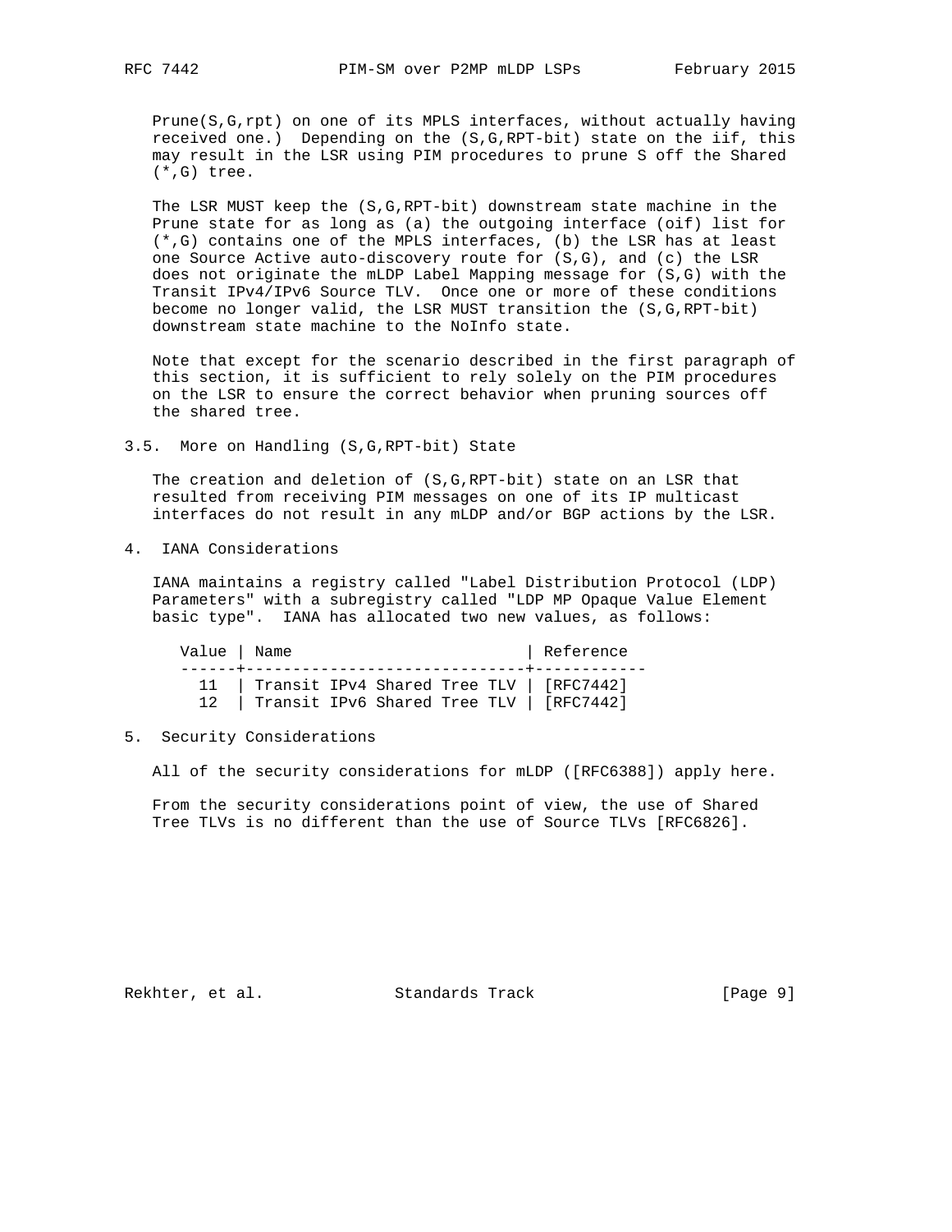Prune(S,G,rpt) on one of its MPLS interfaces, without actually having received one.) Depending on the (S,G,RPT-bit) state on the iif, this may result in the LSR using PIM procedures to prune S off the Shared (*,G) tree.

The LSR MUST keep the (S,G,RPT-bit) downstream state machine in the Prune state for as long as (a) the outgoing interface (oif) list for (*,G) contains one of the MPLS interfaces, (b) the LSR has at least one Source Active auto-discovery route for (S,G), and (c) the LSR does not originate the mLDP Label Mapping message for (S,G) with the Transit IPv4/IPv6 Source TLV. Once one or more of these conditions become no longer valid, the LSR MUST transition the (S,G,RPT-bit) downstream state machine to the NoInfo state.

Note that except for the scenario described in the first paragraph of this section, it is sufficient to rely solely on the PIM procedures on the LSR to ensure the correct behavior when pruning sources off the shared tree.

### 3.5. More on Handling (S,G,RPT-bit) State

The creation and deletion of (S,G,RPT-bit) state on an LSR that resulted from receiving PIM messages on one of its IP multicast interfaces do not result in any mLDP and/or BGP actions by the LSR.

## 4. IANA Considerations

IANA maintains a registry called "Label Distribution Protocol (LDP) Parameters" with a subregistry called "LDP MP Opaque Value Element basic type". IANA has allocated two new values, as follows:

| Value | Name | Reference |
|---|---|---|
| 11 | Transit IPv4 Shared Tree TLV | [RFC7442] |
| 12 | Transit IPv6 Shared Tree TLV | [RFC7442] |

## 5. Security Considerations

All of the security considerations for mLDP ([RFC6388]) apply here.

From the security considerations point of view, the use of Shared Tree TLVs is no different than the use of Source TLVs [RFC6826].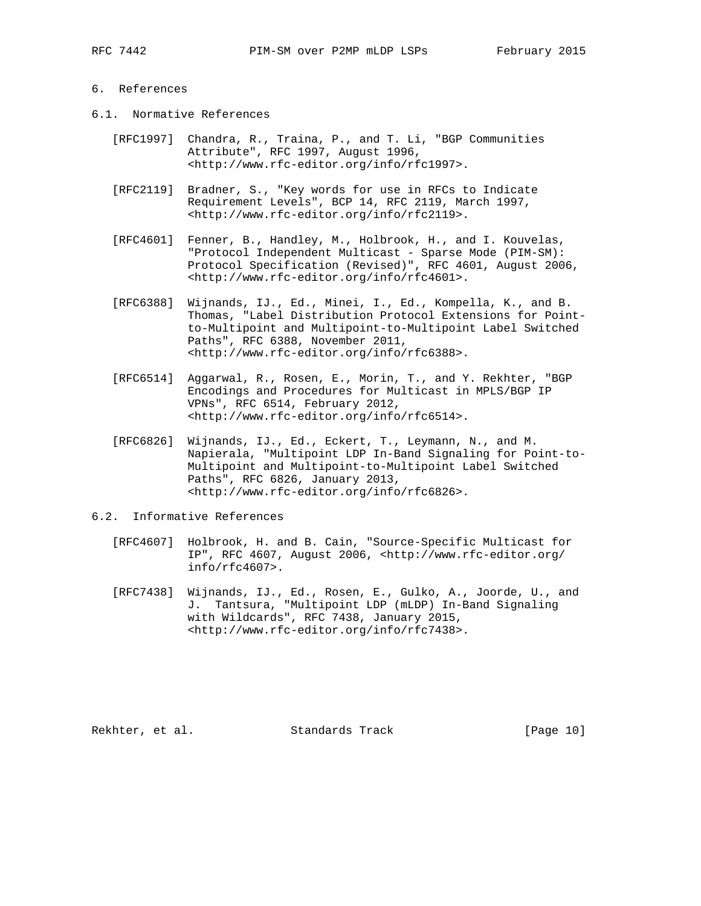## 6. References

### 6.1. Normative References

[RFC1997] Chandra, R., Traina, P., and T. Li, "BGP Communities Attribute", RFC 1997, August 1996, <http://www.rfc-editor.org/info/rfc1997>.

[RFC2119] Bradner, S., "Key words for use in RFCs to Indicate Requirement Levels", BCP 14, RFC 2119, March 1997, <http://www.rfc-editor.org/info/rfc2119>.

[RFC4601] Fenner, B., Handley, M., Holbrook, H., and I. Kouvelas, "Protocol Independent Multicast - Sparse Mode (PIM-SM): Protocol Specification (Revised)", RFC 4601, August 2006, <http://www.rfc-editor.org/info/rfc4601>.

[RFC6388] Wijnands, IJ., Ed., Minei, I., Ed., Kompella, K., and B. Thomas, "Label Distribution Protocol Extensions for Point-to-Multipoint and Multipoint-to-Multipoint Label Switched Paths", RFC 6388, November 2011, <http://www.rfc-editor.org/info/rfc6388>.

[RFC6514] Aggarwal, R., Rosen, E., Morin, T., and Y. Rekhter, "BGP Encodings and Procedures for Multicast in MPLS/BGP IP VPNs", RFC 6514, February 2012, <http://www.rfc-editor.org/info/rfc6514>.

[RFC6826] Wijnands, IJ., Ed., Eckert, T., Leymann, N., and M. Napierala, "Multipoint LDP In-Band Signaling for Point-to-Multipoint and Multipoint-to-Multipoint Label Switched Paths", RFC 6826, January 2013, <http://www.rfc-editor.org/info/rfc6826>.

### 6.2. Informative References

[RFC4607] Holbrook, H. and B. Cain, "Source-Specific Multicast for IP", RFC 4607, August 2006, <http://www.rfc-editor.org/info/rfc4607>.

[RFC7438] Wijnands, IJ., Ed., Rosen, E., Gulko, A., Joorde, U., and J. Tantsura, "Multipoint LDP (mLDP) In-Band Signaling with Wildcards", RFC 7438, January 2015, <http://www.rfc-editor.org/info/rfc7438>.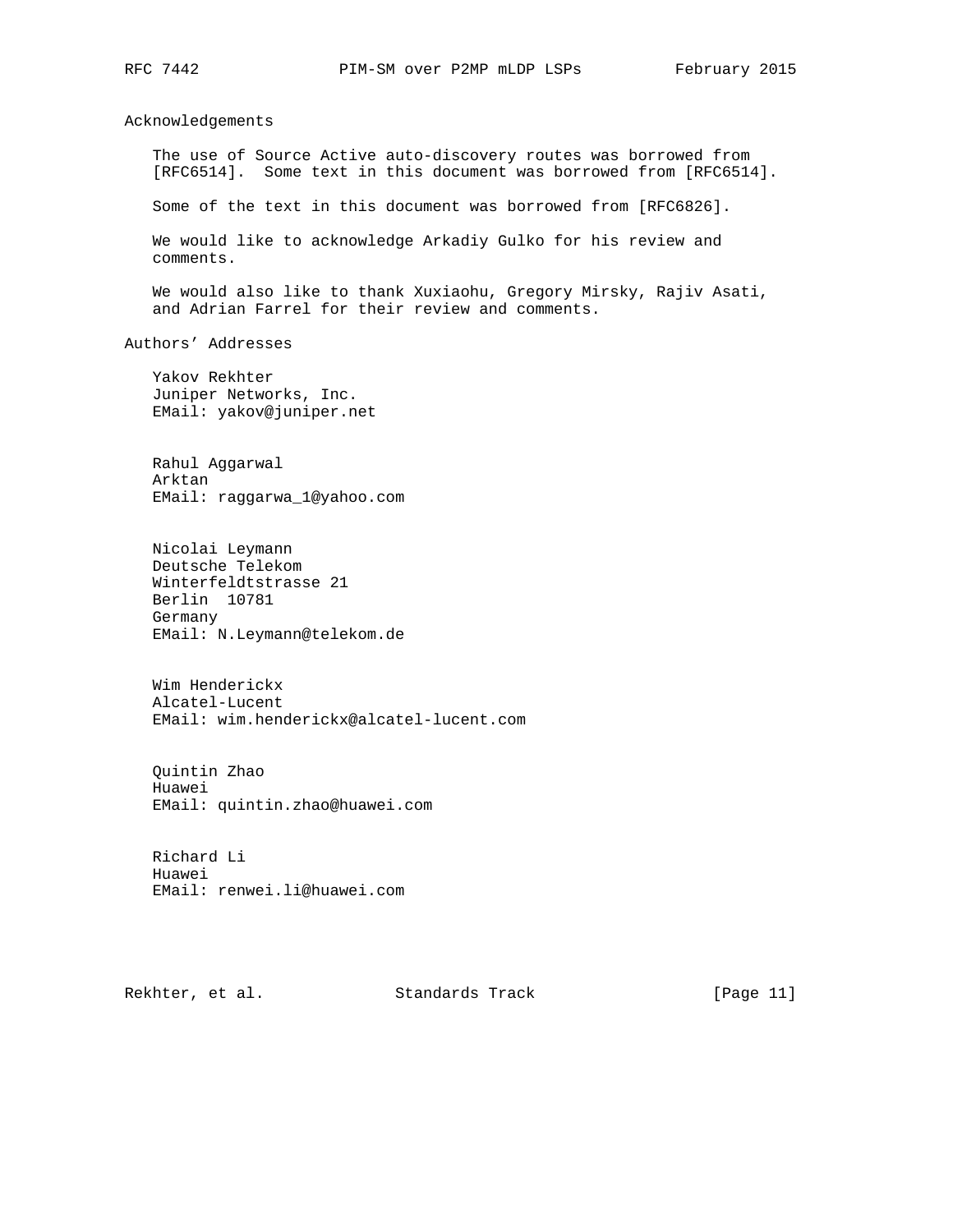## Acknowledgements

The use of Source Active auto-discovery routes was borrowed from [RFC6514]. Some text in this document was borrowed from [RFC6514].

Some of the text in this document was borrowed from [RFC6826].

We would like to acknowledge Arkadiy Gulko for his review and comments.

We would also like to thank Xuxiaohu, Gregory Mirsky, Rajiv Asati, and Adrian Farrel for their review and comments.

## Authors' Addresses

Yakov Rekhter
Juniper Networks, Inc.
EMail: yakov@juniper.net

Rahul Aggarwal
Arktan
EMail: raggarwa_1@yahoo.com

Nicolai Leymann
Deutsche Telekom
Winterfeldtstrasse 21
Berlin 10781
Germany
EMail: N.Leymann@telekom.de

Wim Henderickx
Alcatel-Lucent
EMail: wim.henderickx@alcatel-lucent.com

Quintin Zhao
Huawei
EMail: quintin.zhao@huawei.com

Richard Li
Huawei
EMail: renwei.li@huawei.com